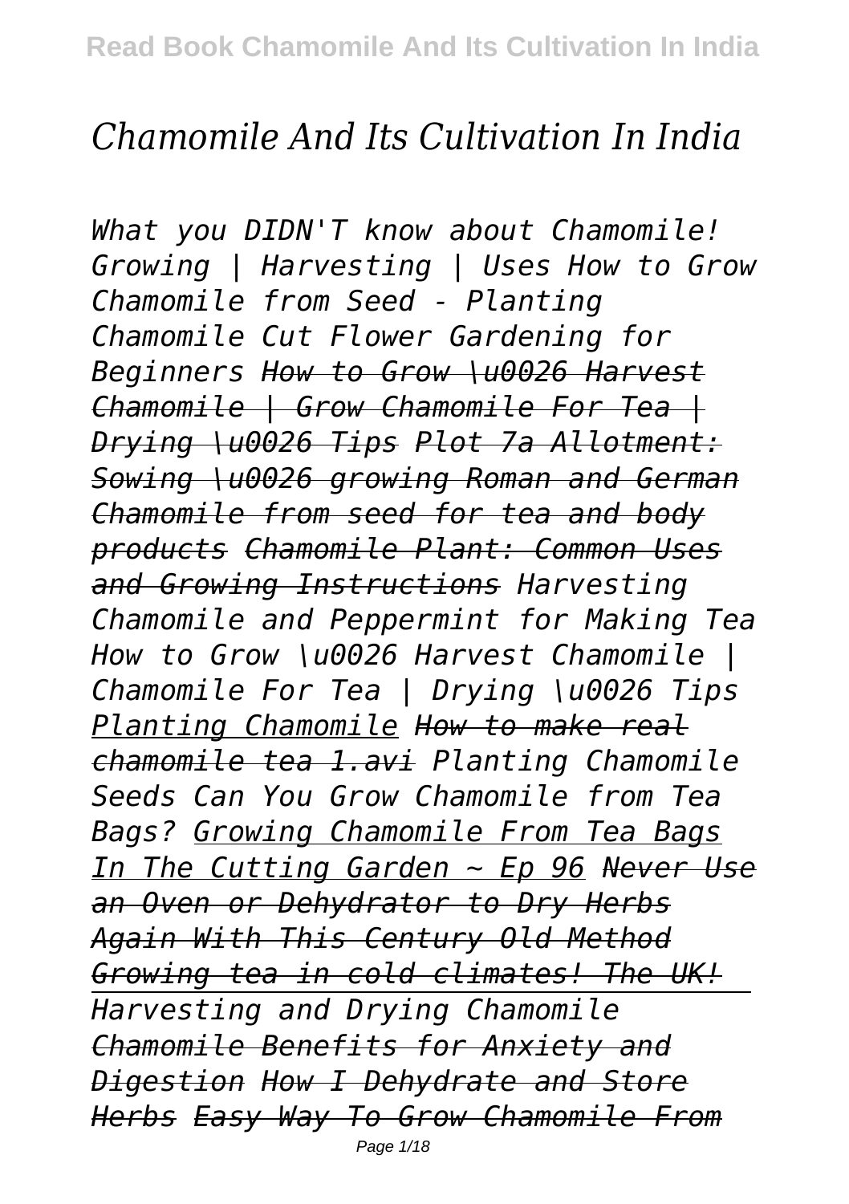# *Chamomile And Its Cultivation In India*

*What you DIDN'T know about Chamomile! Growing | Harvesting | Uses How to Grow Chamomile from Seed - Planting Chamomile Cut Flower Gardening for Beginners ~~How to Grow \u0026 Harvest Chamomile | Grow Chamomile For Tea | Drying \u0026 Tips~~ ~~Plot 7a Allotment: Sowing \u0026 growing Roman and German Chamomile from seed for tea and body products~~ ~~Chamomile Plant: Common Uses and Growing Instructions~~ Harvesting Chamomile and Peppermint for Making Tea How to Grow \u0026 Harvest Chamomile | Chamomile For Tea | Drying \u0026 Tips Planting Chamomile ~~How to make real chamomile tea 1.avi~~ Planting Chamomile Seeds Can You Grow Chamomile from Tea Bags? Growing Chamomile From Tea Bags In The Cutting Garden ~ Ep 96 ~~Never Use an Oven or Dehydrator to Dry Herbs Again With This Century Old Method~~ ~~Growing tea in cold climates! The UK!~~ Harvesting and Drying Chamomile ~~Chamomile Benefits for Anxiety and Digestion~~ ~~How I Dehydrate and Store Herbs~~ ~~Easy Way To Grow Chamomile From~~*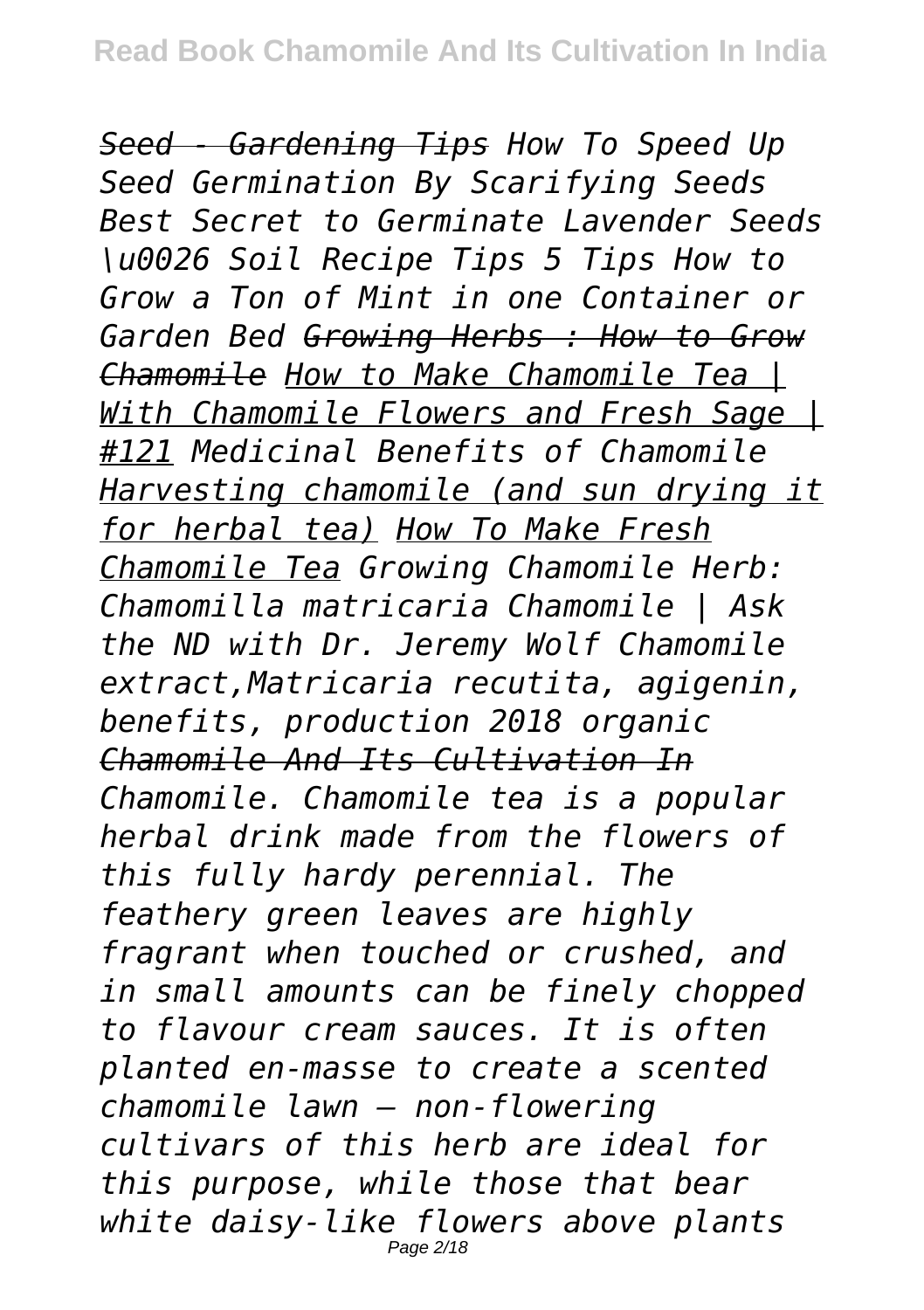*~~Seed - Gardening Tips~~ How To Speed Up Seed Germination By Scarifying Seeds Best Secret to Germinate Lavender Seeds \u0026 Soil Recipe Tips 5 Tips How to Grow a Ton of Mint in one Container or Garden Bed ~~Growing Herbs : How to Grow Chamomile~~ How to Make Chamomile Tea | With Chamomile Flowers and Fresh Sage | #121 Medicinal Benefits of Chamomile Harvesting chamomile (and sun drying it for herbal tea) How To Make Fresh Chamomile Tea Growing Chamomile Herb: Chamomilla matricaria Chamomile | Ask the ND with Dr. Jeremy Wolf Chamomile extract,Matricaria recutita, agigenin, benefits, production 2018 organic ~~Chamomile And Its Cultivation In~~*

*Chamomile. Chamomile tea is a popular herbal drink made from the flowers of this fully hardy perennial. The feathery green leaves are highly fragrant when touched or crushed, and in small amounts can be finely chopped to flavour cream sauces. It is often planted en-masse to create a scented chamomile lawn – non-flowering cultivars of this herb are ideal for this purpose, while those that bear white daisy-like flowers above plants*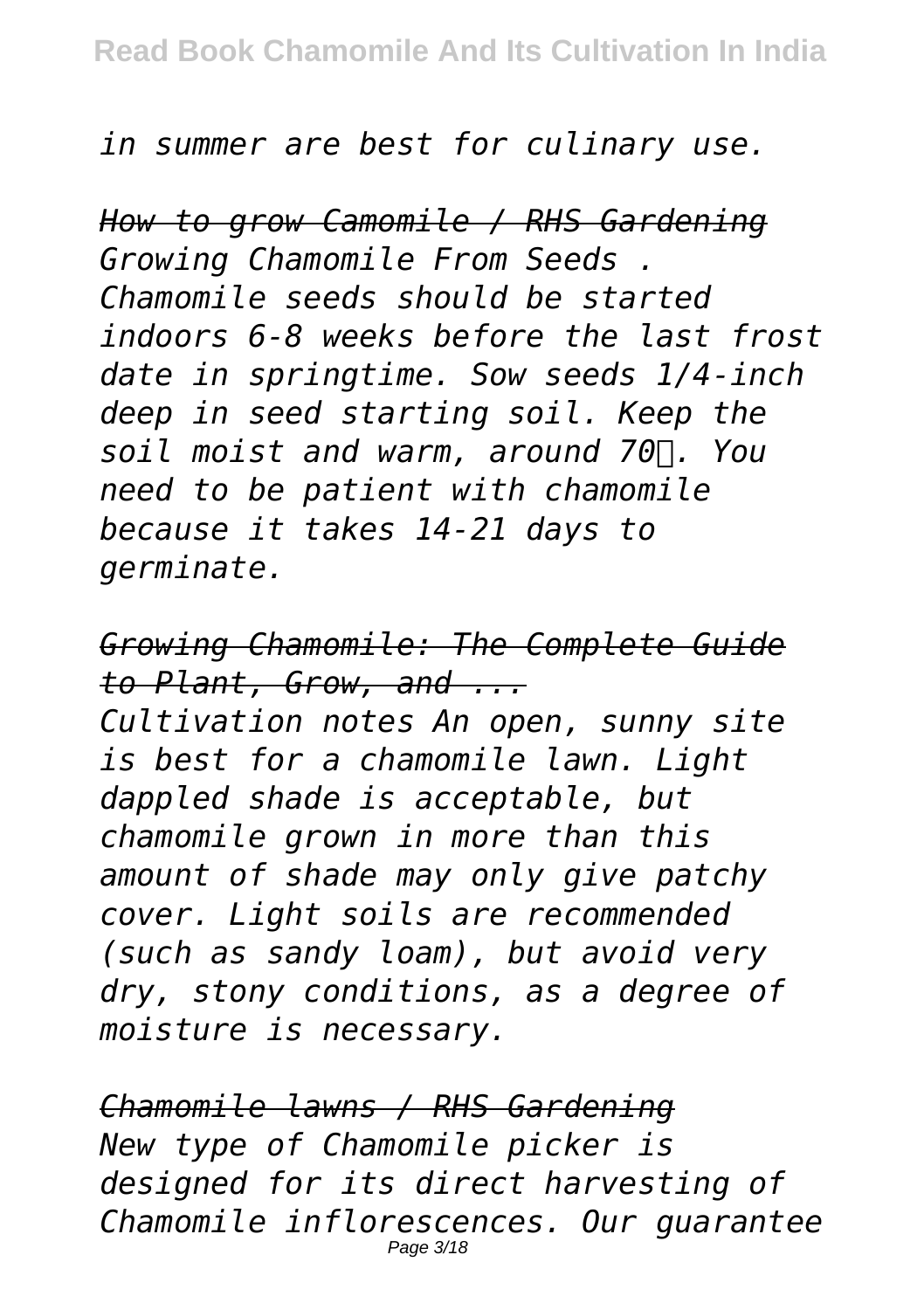*in summer are best for culinary use.*

*How to grow Camomile / RHS Gardening* *Growing Chamomile From Seeds . Chamomile seeds should be started indoors 6-8 weeks before the last frost date in springtime. Sow seeds 1/4-inch deep in seed starting soil. Keep the soil moist and warm, around 70℉. You need to be patient with chamomile because it takes 14-21 days to germinate.*

*Growing Chamomile: The Complete Guide to Plant, Grow, and ...* *Cultivation notes An open, sunny site is best for a chamomile lawn. Light dappled shade is acceptable, but chamomile grown in more than this amount of shade may only give patchy cover. Light soils are recommended (such as sandy loam), but avoid very dry, stony conditions, as a degree of moisture is necessary.*

*Chamomile lawns / RHS Gardening* *New type of Chamomile picker is designed for its direct harvesting of Chamomile inflorescences. Our guarantee*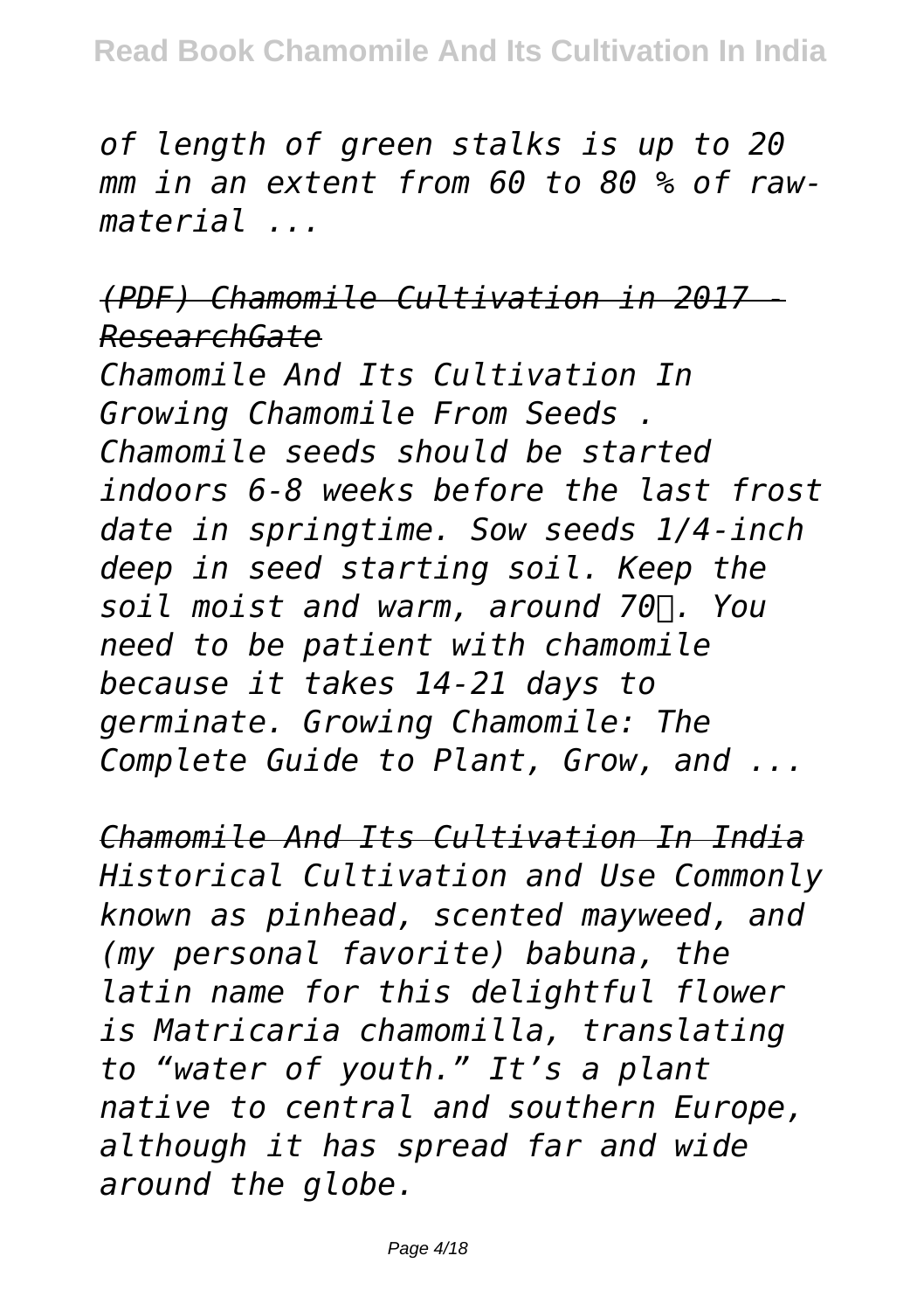*of length of green stalks is up to 20 mm in an extent from 60 to 80 % of raw-material ...*

*(PDF) Chamomile Cultivation in 2017 - ResearchGate*

*Chamomile And Its Cultivation In Growing Chamomile From Seeds . Chamomile seeds should be started indoors 6-8 weeks before the last frost date in springtime. Sow seeds 1/4-inch deep in seed starting soil. Keep the soil moist and warm, around 70℉. You need to be patient with chamomile because it takes 14-21 days to germinate. Growing Chamomile: The Complete Guide to Plant, Grow, and ...*

*Chamomile And Its Cultivation In India*

*Historical Cultivation and Use Commonly known as pinhead, scented mayweed, and (my personal favorite) babuna, the latin name for this delightful flower is Matricaria chamomilla, translating to "water of youth." It's a plant native to central and southern Europe, although it has spread far and wide around the globe.*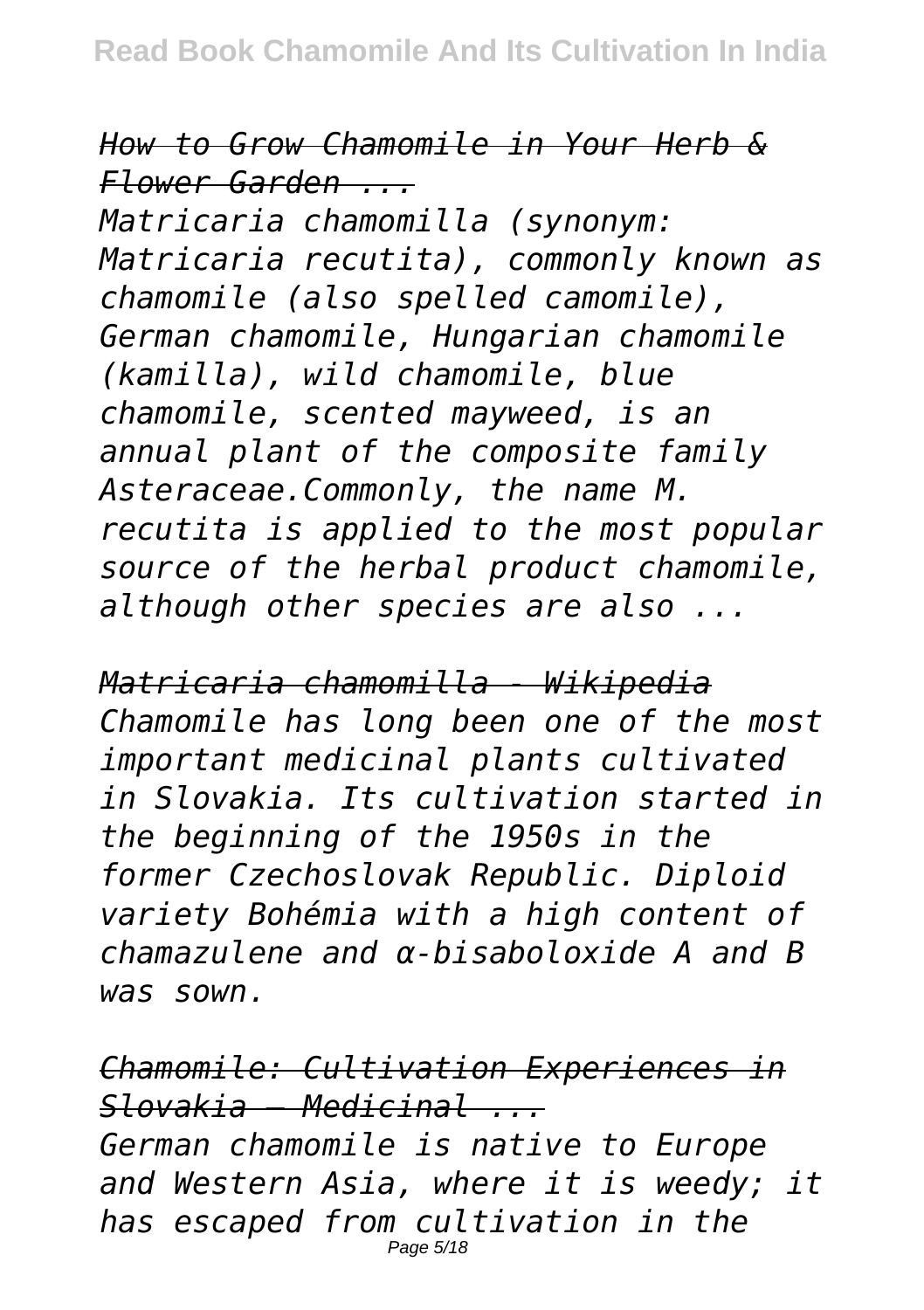*How to Grow Chamomile in Your Herb & Flower Garden ...*

*Matricaria chamomilla (synonym: Matricaria recutita), commonly known as chamomile (also spelled camomile), German chamomile, Hungarian chamomile (kamilla), wild chamomile, blue chamomile, scented mayweed, is an annual plant of the composite family Asteraceae.Commonly, the name M. recutita is applied to the most popular source of the herbal product chamomile, although other species are also ...*

*Matricaria chamomilla - Wikipedia*

*Chamomile has long been one of the most important medicinal plants cultivated in Slovakia. Its cultivation started in the beginning of the 1950s in the former Czechoslovak Republic. Diploid variety Bohémia with a high content of chamazulene and α-bisaboloxide A and B was sown.*

*Chamomile: Cultivation Experiences in Slovakia – Medicinal ...*

*German chamomile is native to Europe and Western Asia, where it is weedy; it has escaped from cultivation in the*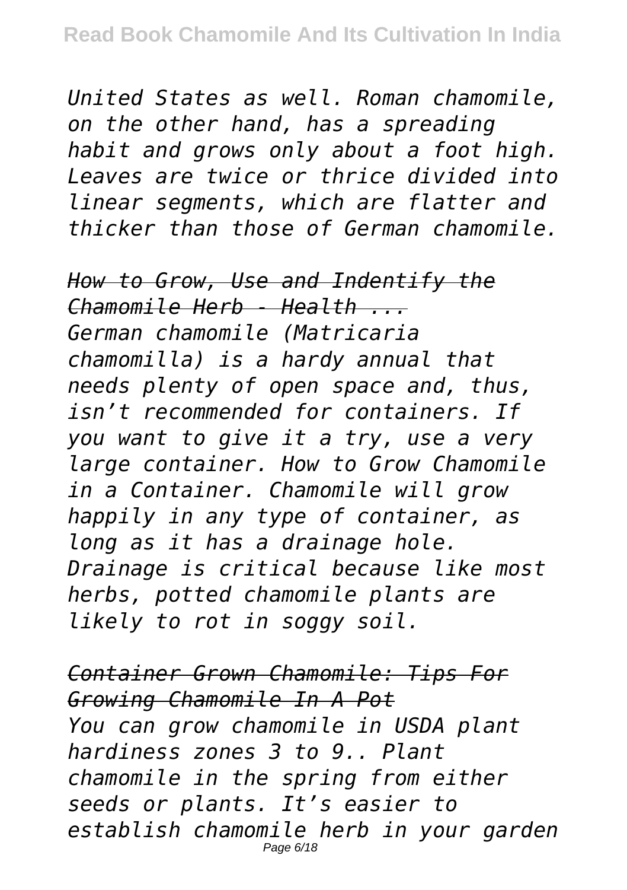*United States as well. Roman chamomile, on the other hand, has a spreading habit and grows only about a foot high. Leaves are twice or thrice divided into linear segments, which are flatter and thicker than those of German chamomile.*

*How to Grow, Use and Indentify the Chamomile Herb - Health ...*

*German chamomile (Matricaria chamomilla) is a hardy annual that needs plenty of open space and, thus, isn't recommended for containers. If you want to give it a try, use a very large container. How to Grow Chamomile in a Container. Chamomile will grow happily in any type of container, as long as it has a drainage hole. Drainage is critical because like most herbs, potted chamomile plants are likely to rot in soggy soil.*

*Container Grown Chamomile: Tips For Growing Chamomile In A Pot*

*You can grow chamomile in USDA plant hardiness zones 3 to 9.. Plant chamomile in the spring from either seeds or plants. It's easier to establish chamomile herb in your garden*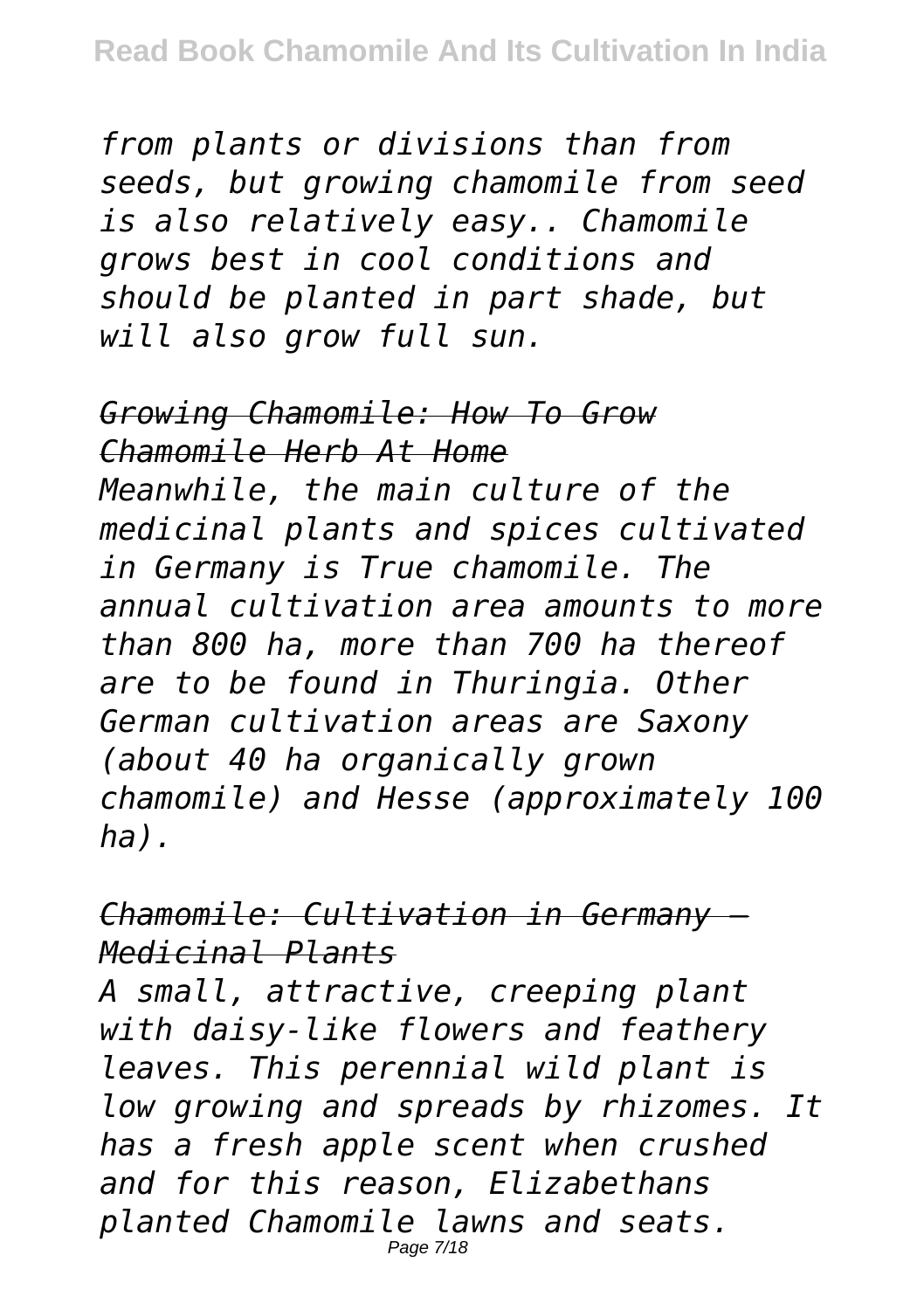*from plants or divisions than from seeds, but growing chamomile from seed is also relatively easy.. Chamomile grows best in cool conditions and should be planted in part shade, but will also grow full sun.*

*Growing Chamomile: How To Grow Chamomile Herb At Home*

*Meanwhile, the main culture of the medicinal plants and spices cultivated in Germany is True chamomile. The annual cultivation area amounts to more than 800 ha, more than 700 ha thereof are to be found in Thuringia. Other German cultivation areas are Saxony (about 40 ha organically grown chamomile) and Hesse (approximately 100 ha).*

*Chamomile: Cultivation in Germany – Medicinal Plants*

*A small, attractive, creeping plant with daisy-like flowers and feathery leaves. This perennial wild plant is low growing and spreads by rhizomes. It has a fresh apple scent when crushed and for this reason, Elizabethans planted Chamomile lawns and seats.*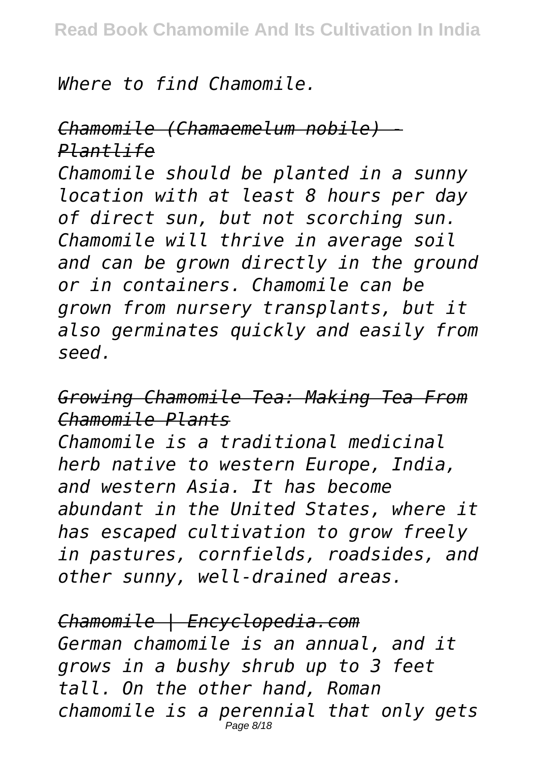*Where to find Chamomile.*

*Chamomile (Chamaemelum nobile) - Plantlife*

*Chamomile should be planted in a sunny location with at least 8 hours per day of direct sun, but not scorching sun. Chamomile will thrive in average soil and can be grown directly in the ground or in containers. Chamomile can be grown from nursery transplants, but it also germinates quickly and easily from seed.*

*Growing Chamomile Tea: Making Tea From Chamomile Plants*

*Chamomile is a traditional medicinal herb native to western Europe, India, and western Asia. It has become abundant in the United States, where it has escaped cultivation to grow freely in pastures, cornfields, roadsides, and other sunny, well-drained areas.*

*Chamomile | Encyclopedia.com*

*German chamomile is an annual, and it grows in a bushy shrub up to 3 feet tall. On the other hand, Roman chamomile is a perennial that only gets*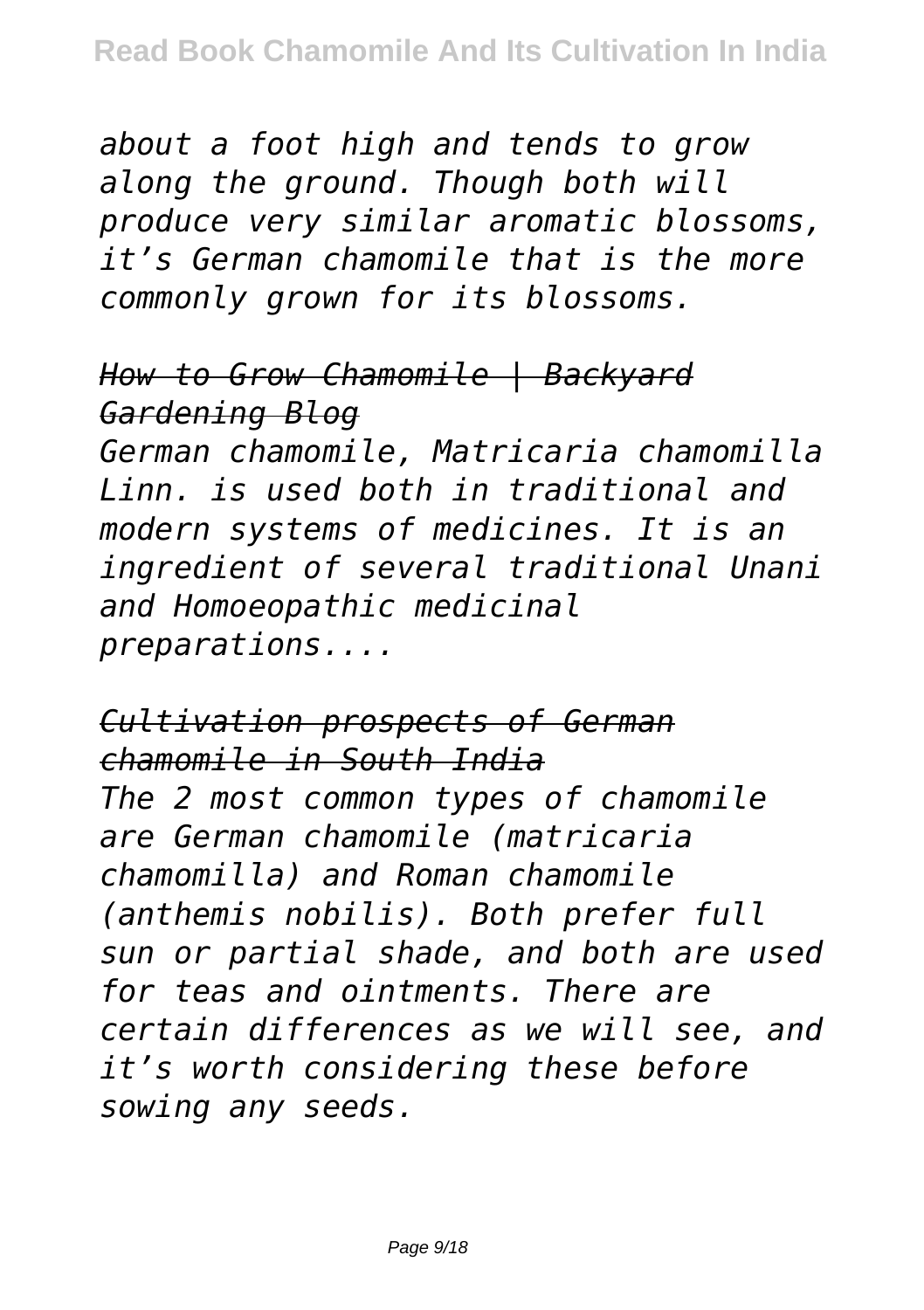*about a foot high and tends to grow along the ground. Though both will produce very similar aromatic blossoms, it's German chamomile that is the more commonly grown for its blossoms.*

*How to Grow Chamomile | Backyard Gardening Blog*

*German chamomile, Matricaria chamomilla Linn. is used both in traditional and modern systems of medicines. It is an ingredient of several traditional Unani and Homoeopathic medicinal preparations....*

*Cultivation prospects of German chamomile in South India*

*The 2 most common types of chamomile are German chamomile (matricaria chamomilla) and Roman chamomile (anthemis nobilis). Both prefer full sun or partial shade, and both are used for teas and ointments. There are certain differences as we will see, and it's worth considering these before sowing any seeds.*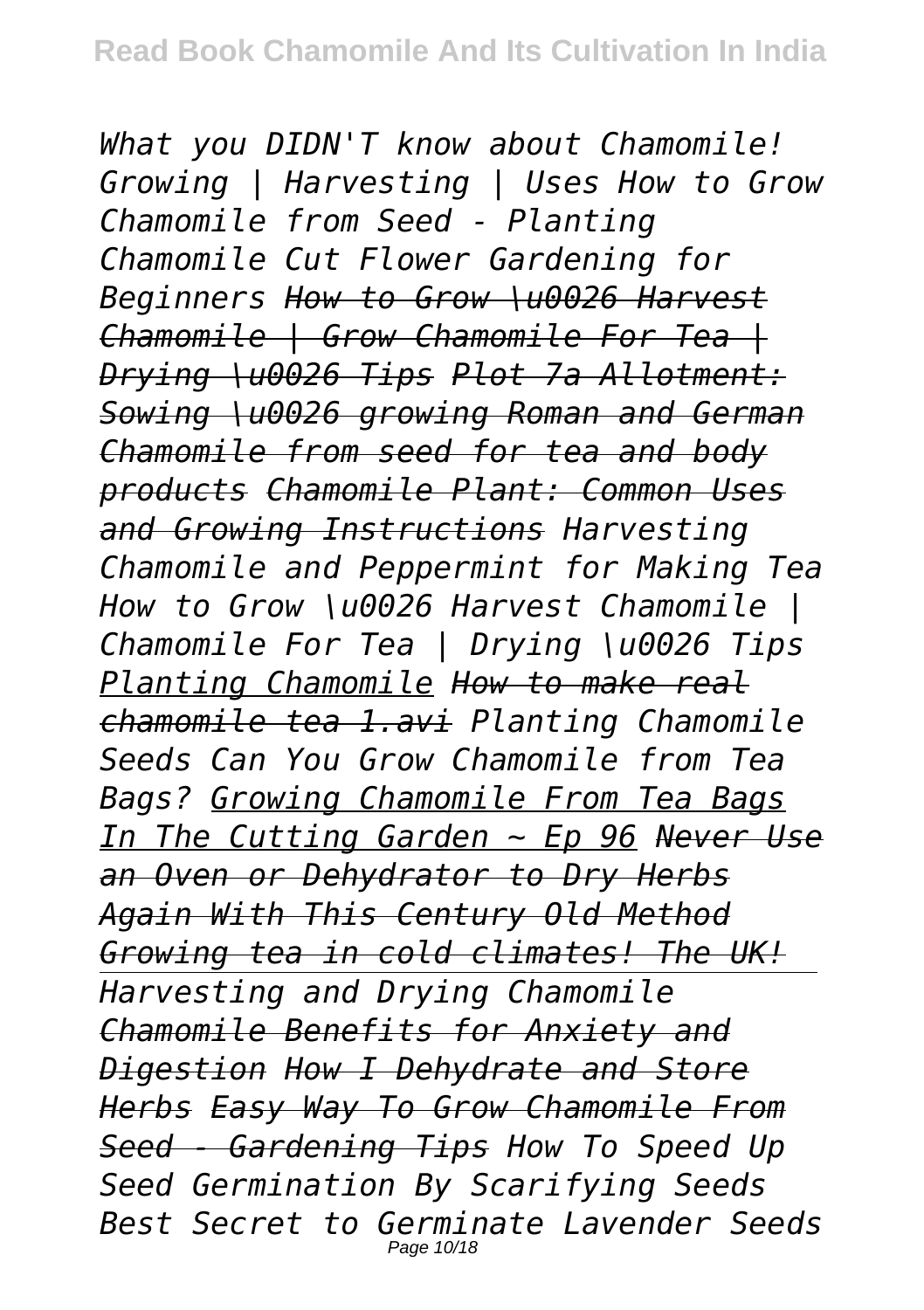*What you DIDN'T know about Chamomile! Growing | Harvesting | Uses How to Grow Chamomile from Seed - Planting Chamomile Cut Flower Gardening for Beginners How to Grow \u0026 Harvest Chamomile | Grow Chamomile For Tea | Drying \u0026 Tips Plot 7a Allotment: Sowing \u0026 growing Roman and German Chamomile from seed for tea and body products Chamomile Plant: Common Uses and Growing Instructions Harvesting Chamomile and Peppermint for Making Tea How to Grow \u0026 Harvest Chamomile | Chamomile For Tea | Drying \u0026 Tips Planting Chamomile How to make real chamomile tea 1.avi Planting Chamomile Seeds Can You Grow Chamomile from Tea Bags? Growing Chamomile From Tea Bags In The Cutting Garden ~ Ep 96 Never Use an Oven or Dehydrator to Dry Herbs Again With This Century Old Method Growing tea in cold climates! The UK!*

*Harvesting and Drying Chamomile Chamomile Benefits for Anxiety and Digestion How I Dehydrate and Store Herbs Easy Way To Grow Chamomile From Seed - Gardening Tips How To Speed Up Seed Germination By Scarifying Seeds Best Secret to Germinate Lavender Seeds*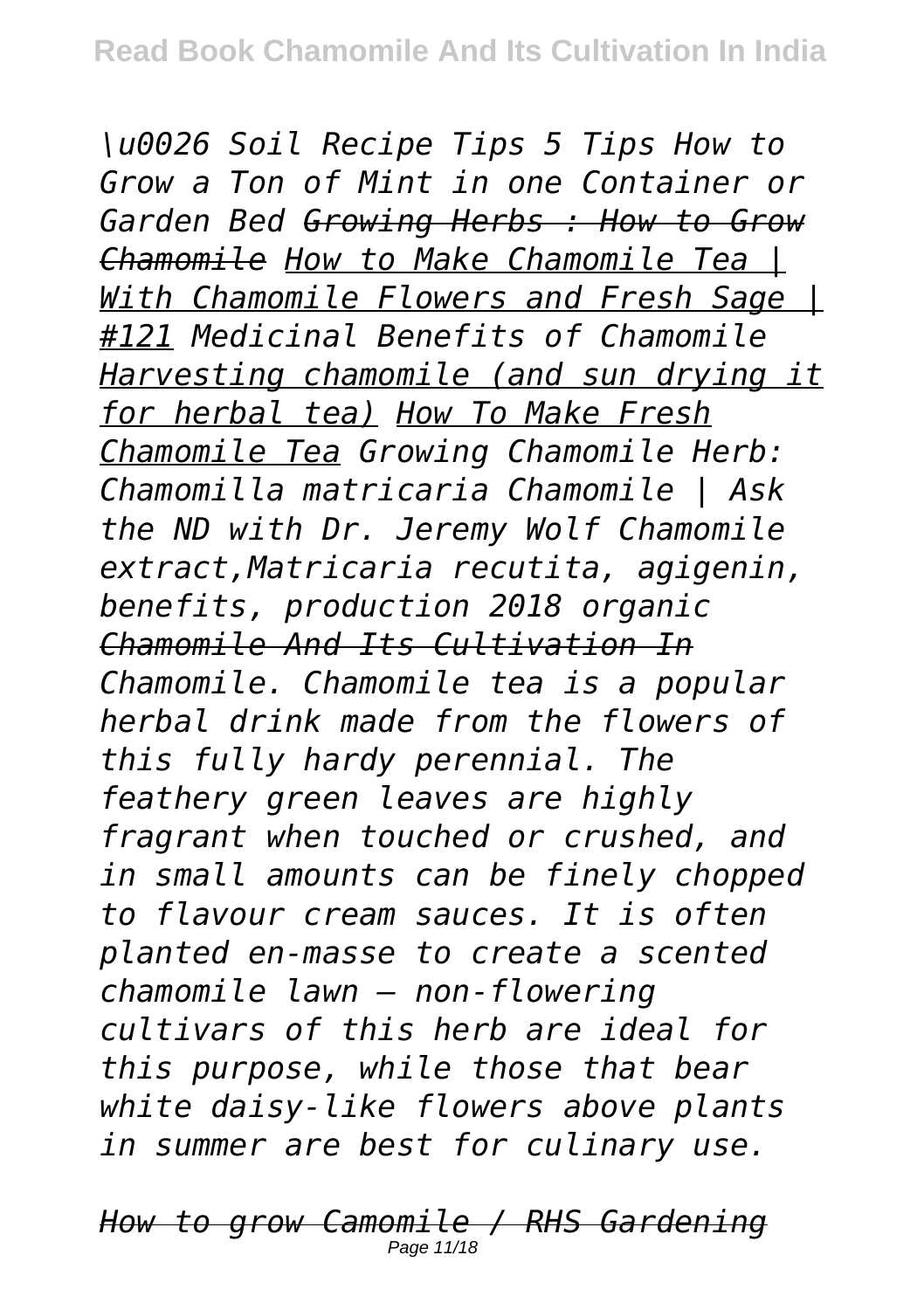*\u0026 Soil Recipe Tips 5 Tips How to Grow a Ton of Mint in one Container or Garden Bed* ~~*Growing Herbs : How to Grow Chamomile*~~ *How to Make Chamomile Tea | With Chamomile Flowers and Fresh Sage | #121* *Medicinal Benefits of Chamomile* *Harvesting chamomile (and sun drying it for herbal tea)* *How To Make Fresh Chamomile Tea* *Growing Chamomile Herb: Chamomilla matricaria Chamomile | Ask the ND with Dr. Jeremy Wolf Chamomile extract,Matricaria recutita, agigenin, benefits, production 2018 organic*

~~*Chamomile And Its Cultivation In*~~

*Chamomile. Chamomile tea is a popular herbal drink made from the flowers of this fully hardy perennial. The feathery green leaves are highly fragrant when touched or crushed, and in small amounts can be finely chopped to flavour cream sauces. It is often planted en-masse to create a scented chamomile lawn – non-flowering cultivars of this herb are ideal for this purpose, while those that bear white daisy-like flowers above plants in summer are best for culinary use.*

***How to grow Camomile / RHS Gardening***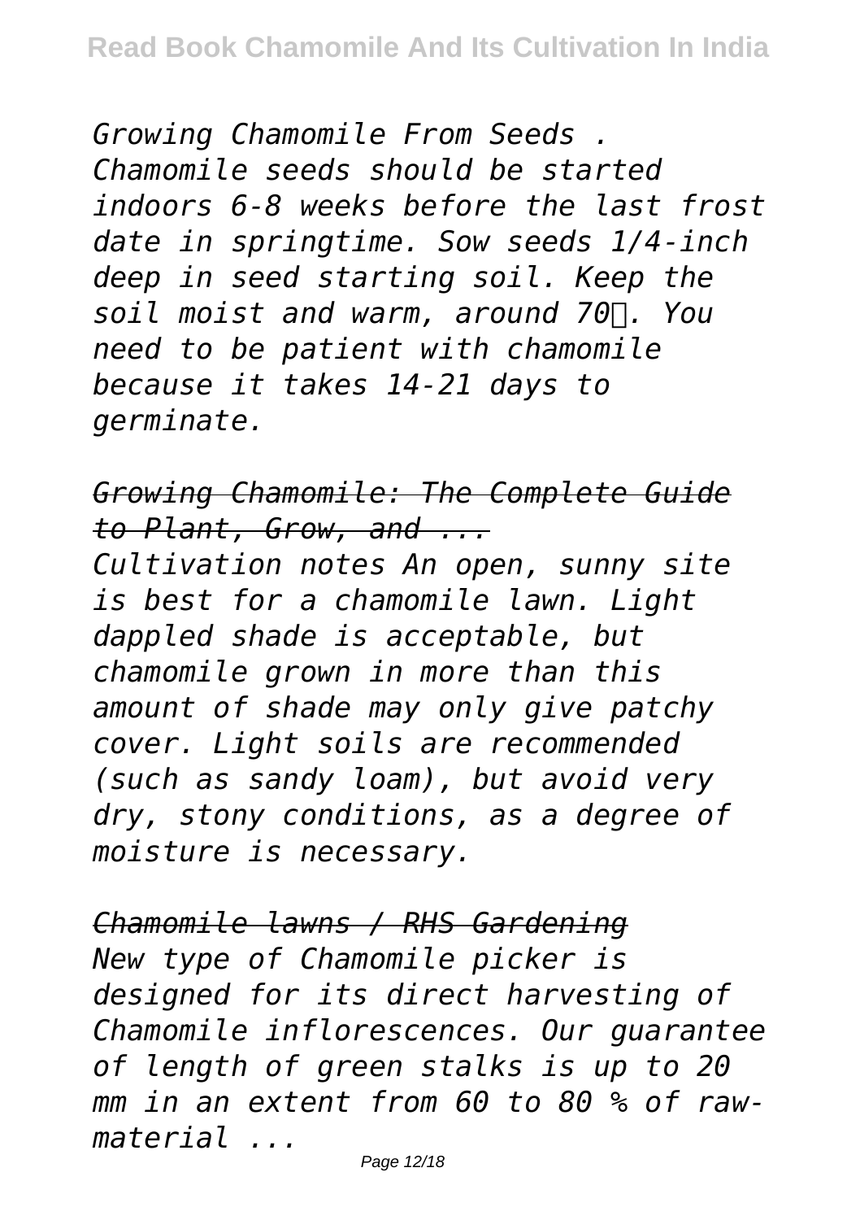*Growing Chamomile From Seeds . Chamomile seeds should be started indoors 6-8 weeks before the last frost date in springtime. Sow seeds 1/4-inch deep in seed starting soil. Keep the soil moist and warm, around 70℉. You need to be patient with chamomile because it takes 14-21 days to germinate.*

*Growing Chamomile: The Complete Guide to Plant, Grow, and ...*

*Cultivation notes An open, sunny site is best for a chamomile lawn. Light dappled shade is acceptable, but chamomile grown in more than this amount of shade may only give patchy cover. Light soils are recommended (such as sandy loam), but avoid very dry, stony conditions, as a degree of moisture is necessary.*

*Chamomile lawns / RHS Gardening*

*New type of Chamomile picker is designed for its direct harvesting of Chamomile inflorescences. Our guarantee of length of green stalks is up to 20 mm in an extent from 60 to 80 % of raw-material ...*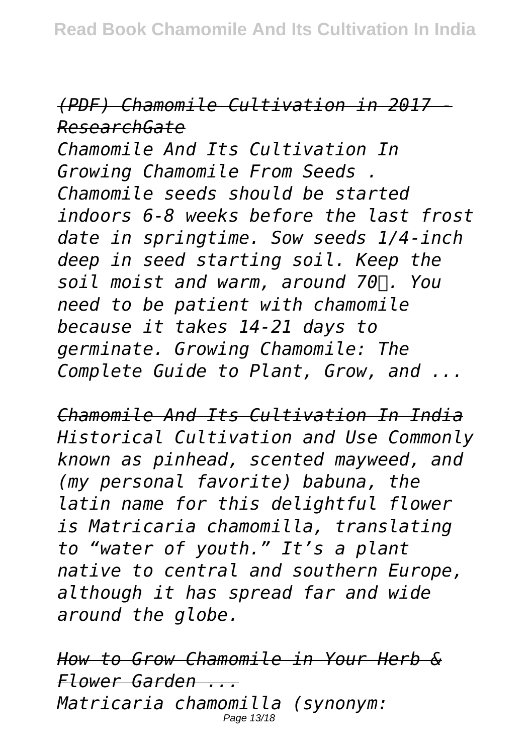*(PDF) Chamomile Cultivation in 2017 - ResearchGate*

*Chamomile And Its Cultivation In Growing Chamomile From Seeds . Chamomile seeds should be started indoors 6-8 weeks before the last frost date in springtime. Sow seeds 1/4-inch deep in seed starting soil. Keep the soil moist and warm, around 70℉. You need to be patient with chamomile because it takes 14-21 days to germinate. Growing Chamomile: The Complete Guide to Plant, Grow, and ...*

*Chamomile And Its Cultivation In India*

*Historical Cultivation and Use Commonly known as pinhead, scented mayweed, and (my personal favorite) babuna, the latin name for this delightful flower is Matricaria chamomilla, translating to "water of youth." It's a plant native to central and southern Europe, although it has spread far and wide around the globe.*

*How to Grow Chamomile in Your Herb & Flower Garden ...*

*Matricaria chamomilla (synonym:*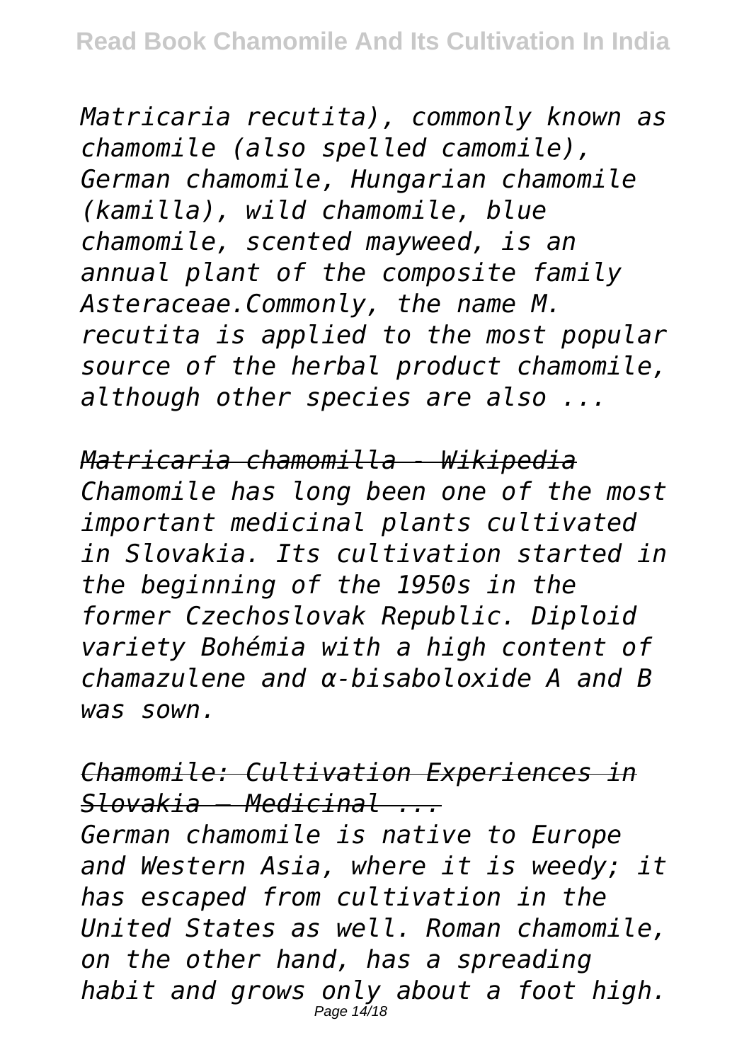*Matricaria recutita), commonly known as chamomile (also spelled camomile), German chamomile, Hungarian chamomile (kamilla), wild chamomile, blue chamomile, scented mayweed, is an annual plant of the composite family Asteraceae.Commonly, the name M. recutita is applied to the most popular source of the herbal product chamomile, although other species are also ...*

*Matricaria chamomilla - Wikipedia*

*Chamomile has long been one of the most important medicinal plants cultivated in Slovakia. Its cultivation started in the beginning of the 1950s in the former Czechoslovak Republic. Diploid variety Bohémia with a high content of chamazulene and α-bisaboloxide A and B was sown.*

*Chamomile: Cultivation Experiences in Slovakia – Medicinal ...*

*German chamomile is native to Europe and Western Asia, where it is weedy; it has escaped from cultivation in the United States as well. Roman chamomile, on the other hand, has a spreading habit and grows only about a foot high.*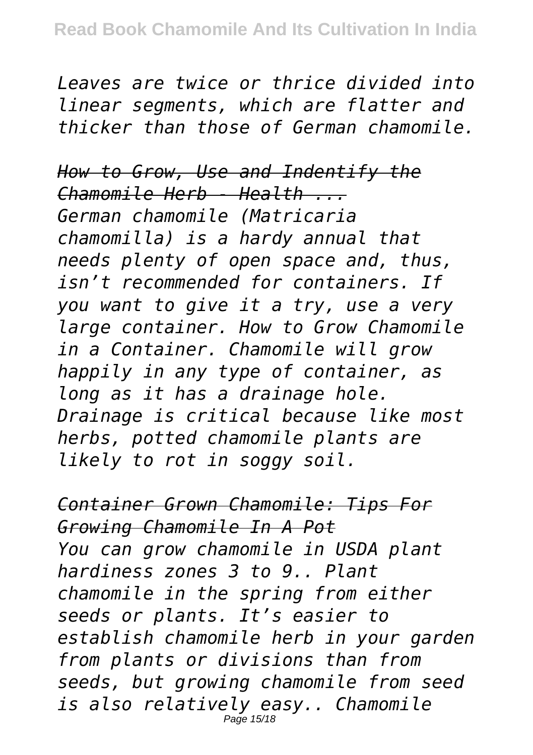*Leaves are twice or thrice divided into linear segments, which are flatter and thicker than those of German chamomile.*

*How to Grow, Use and Indentify the Chamomile Herb - Health ...*

*German chamomile (Matricaria chamomilla) is a hardy annual that needs plenty of open space and, thus, isn't recommended for containers. If you want to give it a try, use a very large container. How to Grow Chamomile in a Container. Chamomile will grow happily in any type of container, as long as it has a drainage hole. Drainage is critical because like most herbs, potted chamomile plants are likely to rot in soggy soil.*

*Container Grown Chamomile: Tips For Growing Chamomile In A Pot*

*You can grow chamomile in USDA plant hardiness zones 3 to 9.. Plant chamomile in the spring from either seeds or plants. It's easier to establish chamomile herb in your garden from plants or divisions than from seeds, but growing chamomile from seed is also relatively easy.. Chamomile*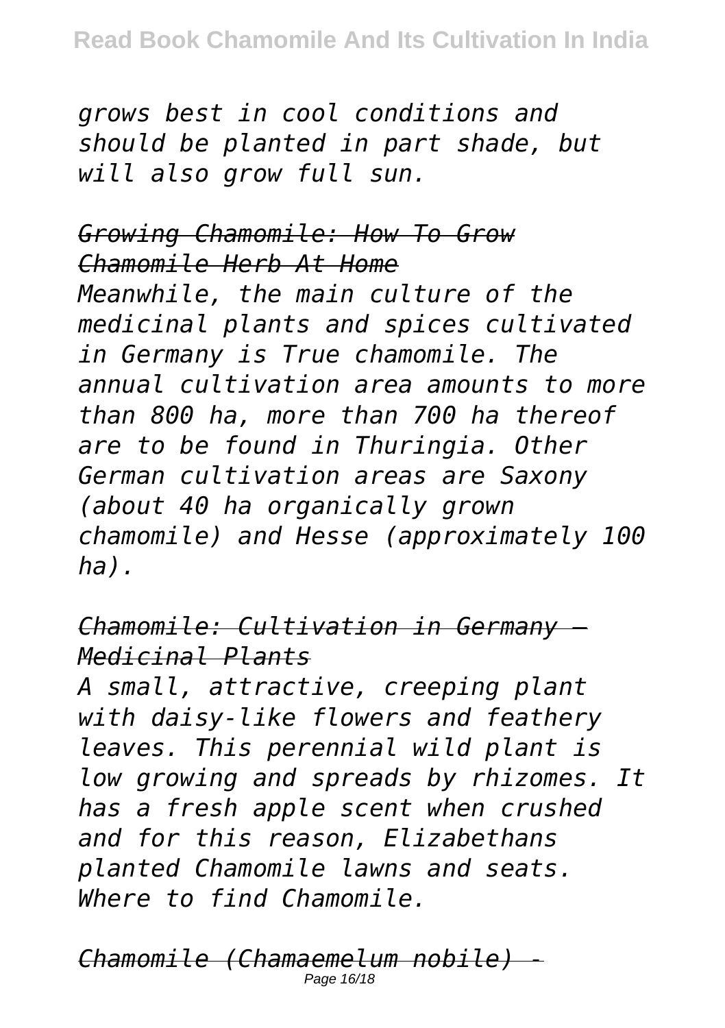*grows best in cool conditions and should be planted in part shade, but will also grow full sun.*

*Growing Chamomile: How To Grow Chamomile Herb At Home*

*Meanwhile, the main culture of the medicinal plants and spices cultivated in Germany is True chamomile. The annual cultivation area amounts to more than 800 ha, more than 700 ha thereof are to be found in Thuringia. Other German cultivation areas are Saxony (about 40 ha organically grown chamomile) and Hesse (approximately 100 ha).*

*Chamomile: Cultivation in Germany – Medicinal Plants*

*A small, attractive, creeping plant with daisy-like flowers and feathery leaves. This perennial wild plant is low growing and spreads by rhizomes. It has a fresh apple scent when crushed and for this reason, Elizabethans planted Chamomile lawns and seats. Where to find Chamomile.*

*Chamomile (Chamaemelum nobile) -*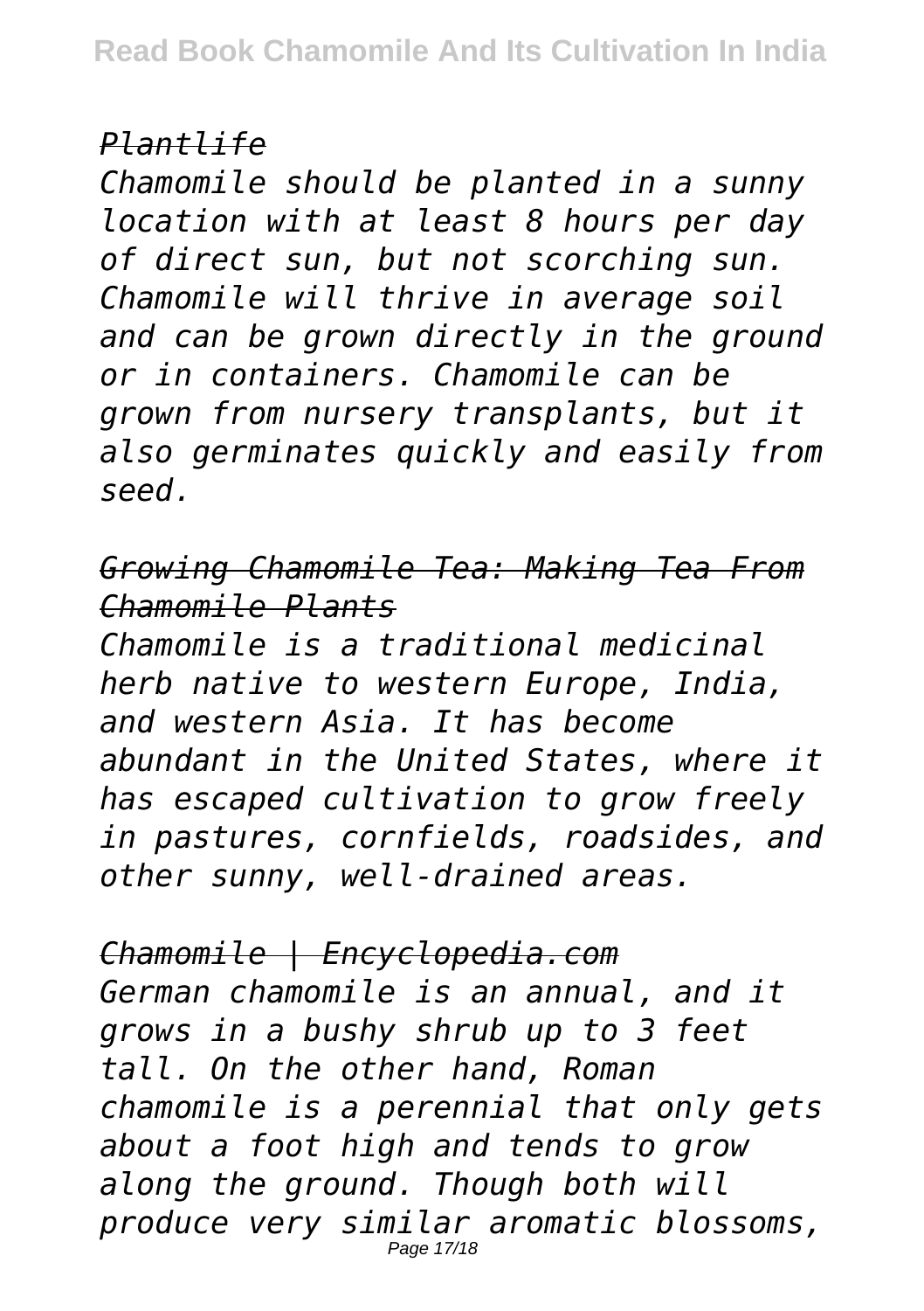*Plantlife*

*Chamomile should be planted in a sunny location with at least 8 hours per day of direct sun, but not scorching sun. Chamomile will thrive in average soil and can be grown directly in the ground or in containers. Chamomile can be grown from nursery transplants, but it also germinates quickly and easily from seed.*

*Growing Chamomile Tea: Making Tea From Chamomile Plants*

*Chamomile is a traditional medicinal herb native to western Europe, India, and western Asia. It has become abundant in the United States, where it has escaped cultivation to grow freely in pastures, cornfields, roadsides, and other sunny, well-drained areas.*

*Chamomile | Encyclopedia.com*

*German chamomile is an annual, and it grows in a bushy shrub up to 3 feet tall. On the other hand, Roman chamomile is a perennial that only gets about a foot high and tends to grow along the ground. Though both will produce very similar aromatic blossoms,*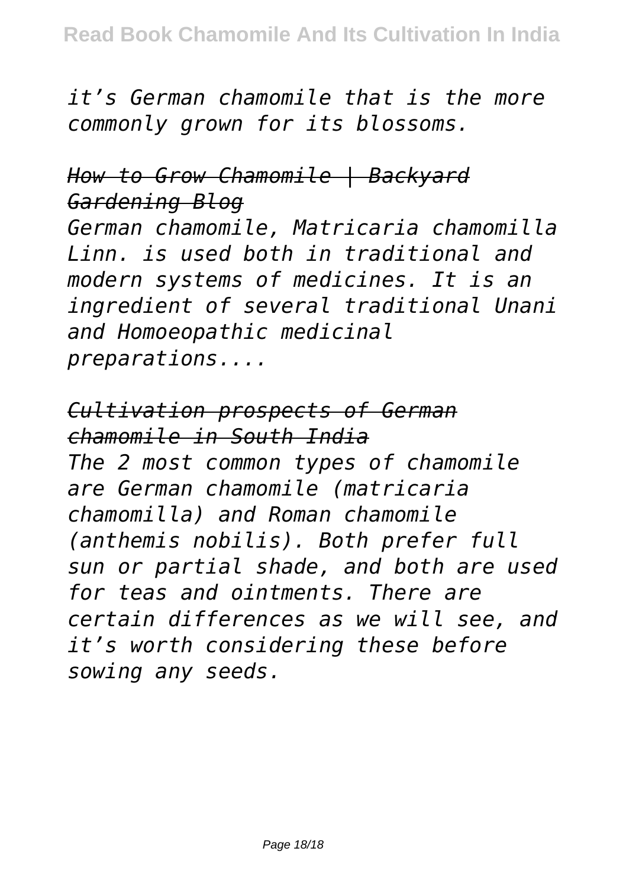*it's German chamomile that is the more commonly grown for its blossoms.*

*How to Grow Chamomile | Backyard Gardening Blog*

*German chamomile, Matricaria chamomilla Linn. is used both in traditional and modern systems of medicines. It is an ingredient of several traditional Unani and Homoeopathic medicinal preparations....*

*Cultivation prospects of German chamomile in South India*

*The 2 most common types of chamomile are German chamomile (matricaria chamomilla) and Roman chamomile (anthemis nobilis). Both prefer full sun or partial shade, and both are used for teas and ointments. There are certain differences as we will see, and it's worth considering these before sowing any seeds.*